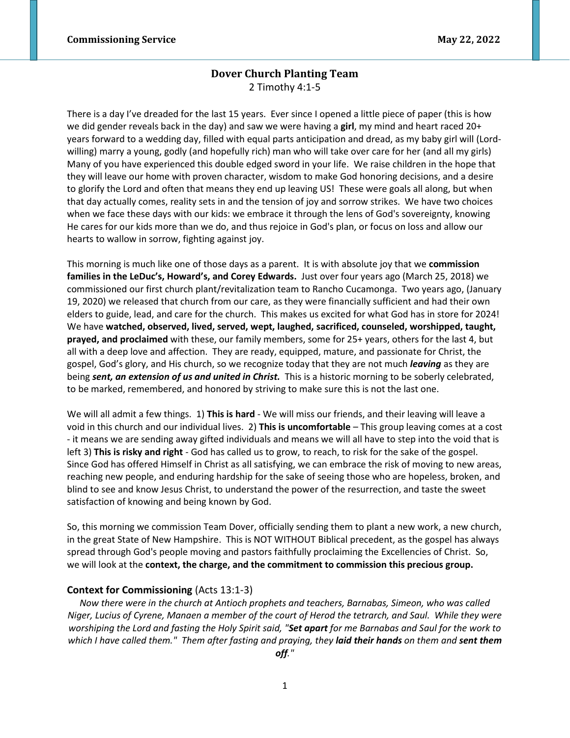# Dover Church Planting Team

2 Timothy 4:1-5

There is a day I've dreaded for the last 15 years. Ever since I opened a little piece of paper (this is how we did gender reveals back in the day) and saw we were having a **girl**, my mind and heart raced 20+ years forward to a wedding day, filled with equal parts anticipation and dread, as my baby girl will (Lord-willing) marry a young, godly (and hopefully rich) man who will take over care for her (and all my girls) Many of you have experienced this double edged sword in your life. We raise children in the hope that they will leave our home with proven character, wisdom to make God honoring decisions, and a desire to glorify the Lord and often that means they end up leaving US! These were goals all along, but when that day actually comes, reality sets in and the tension of joy and sorrow strikes. We have two choices when we face these days with our kids: we embrace it through the lens of God's sovereignty, knowing He cares for our kids more than we do, and thus rejoice in God's plan, or focus on loss and allow our hearts to wallow in sorrow, fighting against joy.

This morning is much like one of those days as a parent. It is with absolute joy that we **commission families in the LeDuc's, Howard's, and Corey Edwards.** Just over four years ago (March 25, 2018) we commissioned our first church plant/revitalization team to Rancho Cucamonga. Two years ago, (January 19, 2020) we released that church from our care, as they were financially sufficient and had their own elders to guide, lead, and care for the church. This makes us excited for what God has in store for 2024! We have **watched, observed, lived, served, wept, laughed, sacrificed, counseled, worshipped, taught, prayed, and proclaimed** with these, our family members, some for 25+ years, others for the last 4, but all with a deep love and affection. They are ready, equipped, mature, and passionate for Christ, the gospel, God's glory, and His church, so we recognize today that they are not much ***leaving*** as they are being ***sent, an extension of us and united in Christ.*** This is a historic morning to be soberly celebrated, to be marked, remembered, and honored by striving to make sure this is not the last one.

We will all admit a few things. 1) **This is hard** - We will miss our friends, and their leaving will leave a void in this church and our individual lives. 2) **This is uncomfortable** – This group leaving comes at a cost - it means we are sending away gifted individuals and means we will all have to step into the void that is left 3) **This is risky and right** - God has called us to grow, to reach, to risk for the sake of the gospel. Since God has offered Himself in Christ as all satisfying, we can embrace the risk of moving to new areas, reaching new people, and enduring hardship for the sake of seeing those who are hopeless, broken, and blind to see and know Jesus Christ, to understand the power of the resurrection, and taste the sweet satisfaction of knowing and being known by God.

So, this morning we commission Team Dover, officially sending them to plant a new work, a new church, in the great State of New Hampshire. This is NOT WITHOUT Biblical precedent, as the gospel has always spread through God's people moving and pastors faithfully proclaiming the Excellencies of Christ. So, we will look at the **context, the charge, and the commitment to commission this precious group.**

## Context for Commissioning (Acts 13:1-3)

*Now there were in the church at Antioch prophets and teachers, Barnabas, Simeon, who was called Niger, Lucius of Cyrene, Manaen a member of the court of Herod the tetrarch, and Saul. While they were worshiping the Lord and fasting the Holy Spirit said, "**Set apart** for me Barnabas and Saul for the work to which I have called them." Them after fasting and praying, they **laid their hands** on them and **sent them off**."*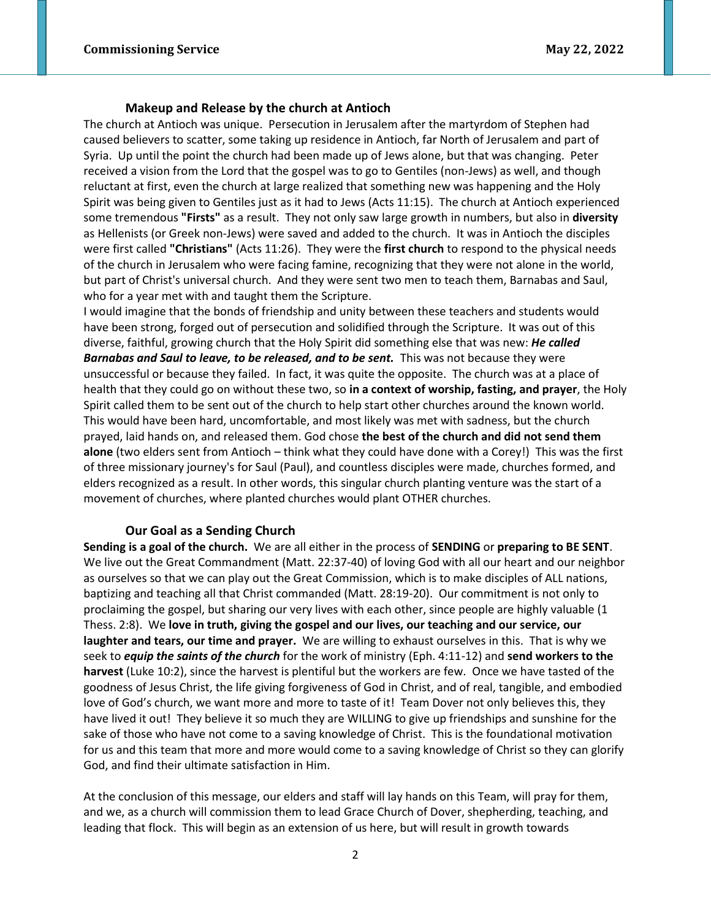### Makeup and Release by the church at Antioch

The church at Antioch was unique. Persecution in Jerusalem after the martyrdom of Stephen had caused believers to scatter, some taking up residence in Antioch, far North of Jerusalem and part of Syria. Up until the point the church had been made up of Jews alone, but that was changing. Peter received a vision from the Lord that the gospel was to go to Gentiles (non-Jews) as well, and though reluctant at first, even the church at large realized that something new was happening and the Holy Spirit was being given to Gentiles just as it had to Jews (Acts 11:15). The church at Antioch experienced some tremendous **"Firsts"** as a result. They not only saw large growth in numbers, but also in **diversity** as Hellenists (or Greek non-Jews) were saved and added to the church. It was in Antioch the disciples were first called **"Christians"** (Acts 11:26). They were the **first church** to respond to the physical needs of the church in Jerusalem who were facing famine, recognizing that they were not alone in the world, but part of Christ's universal church. And they were sent two men to teach them, Barnabas and Saul, who for a year met with and taught them the Scripture.

I would imagine that the bonds of friendship and unity between these teachers and students would have been strong, forged out of persecution and solidified through the Scripture. It was out of this diverse, faithful, growing church that the Holy Spirit did something else that was new: ***He called Barnabas and Saul to leave, to be released, and to be sent.*** This was not because they were unsuccessful or because they failed. In fact, it was quite the opposite. The church was at a place of health that they could go on without these two, so **in a context of worship, fasting, and prayer**, the Holy Spirit called them to be sent out of the church to help start other churches around the known world. This would have been hard, uncomfortable, and most likely was met with sadness, but the church prayed, laid hands on, and released them. God chose **the best of the church and did not send them alone** (two elders sent from Antioch – think what they could have done with a Corey!) This was the first of three missionary journey's for Saul (Paul), and countless disciples were made, churches formed, and elders recognized as a result. In other words, this singular church planting venture was the start of a movement of churches, where planted churches would plant OTHER churches.

### Our Goal as a Sending Church

**Sending is a goal of the church.** We are all either in the process of **SENDING** or **preparing to BE SENT**. We live out the Great Commandment (Matt. 22:37-40) of loving God with all our heart and our neighbor as ourselves so that we can play out the Great Commission, which is to make disciples of ALL nations, baptizing and teaching all that Christ commanded (Matt. 28:19-20). Our commitment is not only to proclaiming the gospel, but sharing our very lives with each other, since people are highly valuable (1 Thess. 2:8). We **love in truth, giving the gospel and our lives, our teaching and our service, our laughter and tears, our time and prayer.** We are willing to exhaust ourselves in this. That is why we seek to ***equip the saints of the church*** for the work of ministry (Eph. 4:11-12) and **send workers to the harvest** (Luke 10:2), since the harvest is plentiful but the workers are few. Once we have tasted of the goodness of Jesus Christ, the life giving forgiveness of God in Christ, and of real, tangible, and embodied love of God's church, we want more and more to taste of it! Team Dover not only believes this, they have lived it out! They believe it so much they are WILLING to give up friendships and sunshine for the sake of those who have not come to a saving knowledge of Christ. This is the foundational motivation for us and this team that more and more would come to a saving knowledge of Christ so they can glorify God, and find their ultimate satisfaction in Him.

At the conclusion of this message, our elders and staff will lay hands on this Team, will pray for them, and we, as a church will commission them to lead Grace Church of Dover, shepherding, teaching, and leading that flock. This will begin as an extension of us here, but will result in growth towards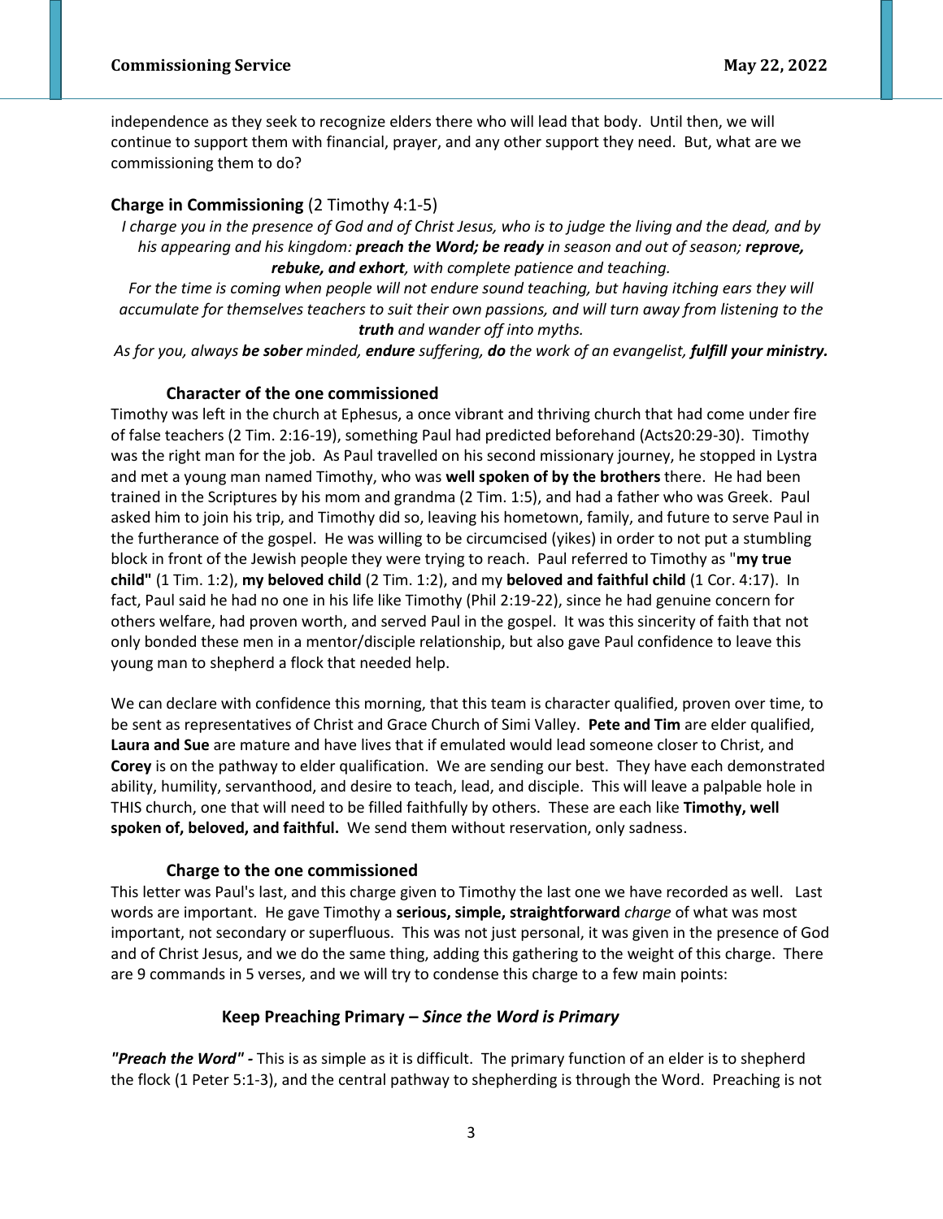independence as they seek to recognize elders there who will lead that body. Until then, we will continue to support them with financial, prayer, and any other support they need. But, what are we commissioning them to do?

## Charge in Commissioning (2 Timothy 4:1-5)

*I charge you in the presence of God and of Christ Jesus, who is to judge the living and the dead, and by his appearing and his kingdom: **preach the Word; be ready** in season and out of season; **reprove, rebuke, and exhort**, with complete patience and teaching.*

*For the time is coming when people will not endure sound teaching, but having itching ears they will accumulate for themselves teachers to suit their own passions, and will turn away from listening to the **truth** and wander off into myths.*

*As for you, always **be sober** minded, **endure** suffering, **do** the work of an evangelist, **fulfill your ministry.***

### Character of the one commissioned

Timothy was left in the church at Ephesus, a once vibrant and thriving church that had come under fire of false teachers (2 Tim. 2:16-19), something Paul had predicted beforehand (Acts20:29-30). Timothy was the right man for the job. As Paul travelled on his second missionary journey, he stopped in Lystra and met a young man named Timothy, who was **well spoken of by the brothers** there. He had been trained in the Scriptures by his mom and grandma (2 Tim. 1:5), and had a father who was Greek. Paul asked him to join his trip, and Timothy did so, leaving his hometown, family, and future to serve Paul in the furtherance of the gospel. He was willing to be circumcised (yikes) in order to not put a stumbling block in front of the Jewish people they were trying to reach. Paul referred to Timothy as "**my true child"** (1 Tim. 1:2), **my beloved child** (2 Tim. 1:2), and my **beloved and faithful child** (1 Cor. 4:17). In fact, Paul said he had no one in his life like Timothy (Phil 2:19-22), since he had genuine concern for others welfare, had proven worth, and served Paul in the gospel. It was this sincerity of faith that not only bonded these men in a mentor/disciple relationship, but also gave Paul confidence to leave this young man to shepherd a flock that needed help.

We can declare with confidence this morning, that this team is character qualified, proven over time, to be sent as representatives of Christ and Grace Church of Simi Valley. **Pete and Tim** are elder qualified, **Laura and Sue** are mature and have lives that if emulated would lead someone closer to Christ, and **Corey** is on the pathway to elder qualification. We are sending our best. They have each demonstrated ability, humility, servanthood, and desire to teach, lead, and disciple. This will leave a palpable hole in THIS church, one that will need to be filled faithfully by others. These are each like **Timothy, well spoken of, beloved, and faithful.** We send them without reservation, only sadness.

### Charge to the one commissioned

This letter was Paul's last, and this charge given to Timothy the last one we have recorded as well. Last words are important. He gave Timothy a **serious, simple, straightforward** *charge* of what was most important, not secondary or superfluous. This was not just personal, it was given in the presence of God and of Christ Jesus, and we do the same thing, adding this gathering to the weight of this charge. There are 9 commands in 5 verses, and we will try to condense this charge to a few main points:

#### Keep Preaching Primary – *Since the Word is Primary*

***"Preach the Word" -*** This is as simple as it is difficult. The primary function of an elder is to shepherd the flock (1 Peter 5:1-3), and the central pathway to shepherding is through the Word. Preaching is not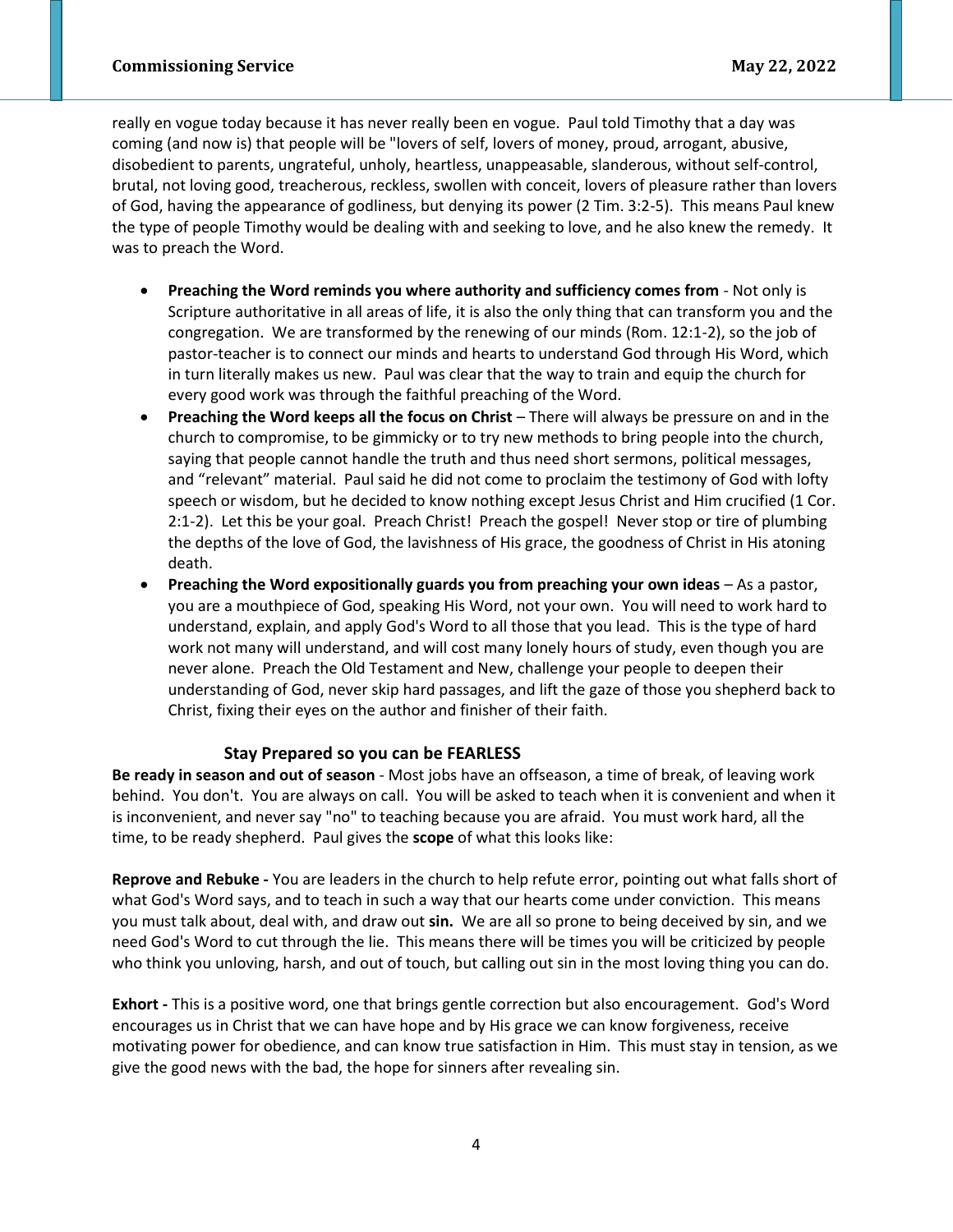really en vogue today because it has never really been en vogue. Paul told Timothy that a day was coming (and now is) that people will be "lovers of self, lovers of money, proud, arrogant, abusive, disobedient to parents, ungrateful, unholy, heartless, unappeasable, slanderous, without self-control, brutal, not loving good, treacherous, reckless, swollen with conceit, lovers of pleasure rather than lovers of God, having the appearance of godliness, but denying its power (2 Tim. 3:2-5). This means Paul knew the type of people Timothy would be dealing with and seeking to love, and he also knew the remedy. It was to preach the Word.

- **Preaching the Word reminds you where authority and sufficiency comes from** - Not only is Scripture authoritative in all areas of life, it is also the only thing that can transform you and the congregation. We are transformed by the renewing of our minds (Rom. 12:1-2), so the job of pastor-teacher is to connect our minds and hearts to understand God through His Word, which in turn literally makes us new. Paul was clear that the way to train and equip the church for every good work was through the faithful preaching of the Word.
- **Preaching the Word keeps all the focus on Christ** – There will always be pressure on and in the church to compromise, to be gimmicky or to try new methods to bring people into the church, saying that people cannot handle the truth and thus need short sermons, political messages, and "relevant" material. Paul said he did not come to proclaim the testimony of God with lofty speech or wisdom, but he decided to know nothing except Jesus Christ and Him crucified (1 Cor. 2:1-2). Let this be your goal. Preach Christ! Preach the gospel! Never stop or tire of plumbing the depths of the love of God, the lavishness of His grace, the goodness of Christ in His atoning death.
- **Preaching the Word expositionally guards you from preaching your own ideas** – As a pastor, you are a mouthpiece of God, speaking His Word, not your own. You will need to work hard to understand, explain, and apply God's Word to all those that you lead. This is the type of hard work not many will understand, and will cost many lonely hours of study, even though you are never alone. Preach the Old Testament and New, challenge your people to deepen their understanding of God, never skip hard passages, and lift the gaze of those you shepherd back to Christ, fixing their eyes on the author and finisher of their faith.

### Stay Prepared so you can be FEARLESS

**Be ready in season and out of season** - Most jobs have an offseason, a time of break, of leaving work behind. You don't. You are always on call. You will be asked to teach when it is convenient and when it is inconvenient, and never say "no" to teaching because you are afraid. You must work hard, all the time, to be ready shepherd. Paul gives the **scope** of what this looks like:

**Reprove and Rebuke -** You are leaders in the church to help refute error, pointing out what falls short of what God's Word says, and to teach in such a way that our hearts come under conviction. This means you must talk about, deal with, and draw out **sin.** We are all so prone to being deceived by sin, and we need God's Word to cut through the lie. This means there will be times you will be criticized by people who think you unloving, harsh, and out of touch, but calling out sin in the most loving thing you can do.

**Exhort -** This is a positive word, one that brings gentle correction but also encouragement. God's Word encourages us in Christ that we can have hope and by His grace we can know forgiveness, receive motivating power for obedience, and can know true satisfaction in Him. This must stay in tension, as we give the good news with the bad, the hope for sinners after revealing sin.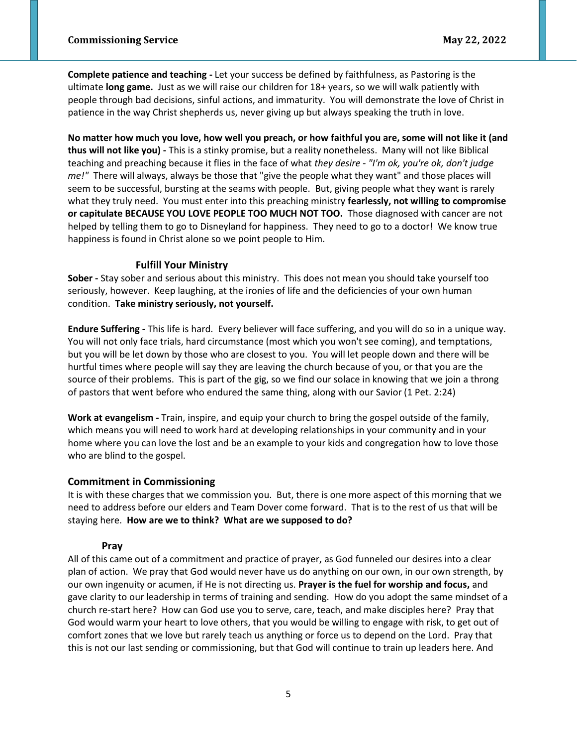**Complete patience and teaching -** Let your success be defined by faithfulness, as Pastoring is the ultimate **long game.** Just as we will raise our children for 18+ years, so we will walk patiently with people through bad decisions, sinful actions, and immaturity. You will demonstrate the love of Christ in patience in the way Christ shepherds us, never giving up but always speaking the truth in love.

**No matter how much you love, how well you preach, or how faithful you are, some will not like it (and thus will not like you) -** This is a stinky promise, but a reality nonetheless. Many will not like Biblical teaching and preaching because it flies in the face of what *they desire - "I'm ok, you're ok, don't judge me!"* There will always, always be those that "give the people what they want" and those places will seem to be successful, bursting at the seams with people. But, giving people what they want is rarely what they truly need. You must enter into this preaching ministry **fearlessly, not willing to compromise or capitulate BECAUSE YOU LOVE PEOPLE TOO MUCH NOT TOO.** Those diagnosed with cancer are not helped by telling them to go to Disneyland for happiness. They need to go to a doctor! We know true happiness is found in Christ alone so we point people to Him.

### Fulfill Your Ministry

**Sober -** Stay sober and serious about this ministry. This does not mean you should take yourself too seriously, however. Keep laughing, at the ironies of life and the deficiencies of your own human condition. **Take ministry seriously, not yourself.**

**Endure Suffering -** This life is hard. Every believer will face suffering, and you will do so in a unique way. You will not only face trials, hard circumstance (most which you won't see coming), and temptations, but you will be let down by those who are closest to you. You will let people down and there will be hurtful times where people will say they are leaving the church because of you, or that you are the source of their problems. This is part of the gig, so we find our solace in knowing that we join a throng of pastors that went before who endured the same thing, along with our Savior (1 Pet. 2:24)

**Work at evangelism -** Train, inspire, and equip your church to bring the gospel outside of the family, which means you will need to work hard at developing relationships in your community and in your home where you can love the lost and be an example to your kids and congregation how to love those who are blind to the gospel.

## Commitment in Commissioning

It is with these charges that we commission you. But, there is one more aspect of this morning that we need to address before our elders and Team Dover come forward. That is to the rest of us that will be staying here. **How are we to think? What are we supposed to do?**

### Pray

All of this came out of a commitment and practice of prayer, as God funneled our desires into a clear plan of action. We pray that God would never have us do anything on our own, in our own strength, by our own ingenuity or acumen, if He is not directing us. **Prayer is the fuel for worship and focus,** and gave clarity to our leadership in terms of training and sending. How do you adopt the same mindset of a church re-start here? How can God use you to serve, care, teach, and make disciples here? Pray that God would warm your heart to love others, that you would be willing to engage with risk, to get out of comfort zones that we love but rarely teach us anything or force us to depend on the Lord. Pray that this is not our last sending or commissioning, but that God will continue to train up leaders here. And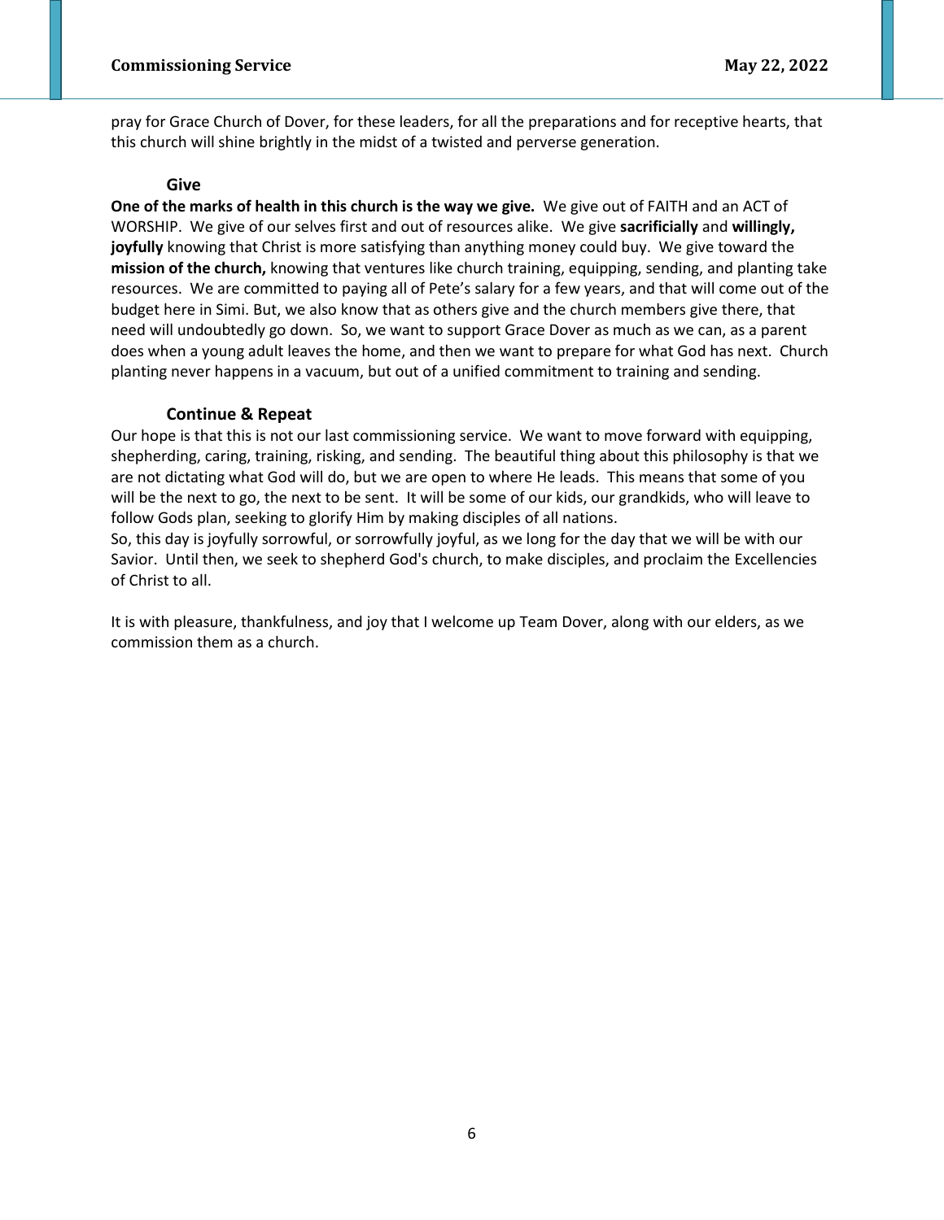pray for Grace Church of Dover, for these leaders, for all the preparations and for receptive hearts, that this church will shine brightly in the midst of a twisted and perverse generation.

### Give

**One of the marks of health in this church is the way we give.** We give out of FAITH and an ACT of WORSHIP. We give of our selves first and out of resources alike. We give **sacrificially** and **willingly, joyfully** knowing that Christ is more satisfying than anything money could buy. We give toward the **mission of the church,** knowing that ventures like church training, equipping, sending, and planting take resources. We are committed to paying all of Pete's salary for a few years, and that will come out of the budget here in Simi. But, we also know that as others give and the church members give there, that need will undoubtedly go down. So, we want to support Grace Dover as much as we can, as a parent does when a young adult leaves the home, and then we want to prepare for what God has next. Church planting never happens in a vacuum, but out of a unified commitment to training and sending.

### Continue & Repeat

Our hope is that this is not our last commissioning service. We want to move forward with equipping, shepherding, caring, training, risking, and sending. The beautiful thing about this philosophy is that we are not dictating what God will do, but we are open to where He leads. This means that some of you will be the next to go, the next to be sent. It will be some of our kids, our grandkids, who will leave to follow Gods plan, seeking to glorify Him by making disciples of all nations.
So, this day is joyfully sorrowful, or sorrowfully joyful, as we long for the day that we will be with our Savior. Until then, we seek to shepherd God's church, to make disciples, and proclaim the Excellencies of Christ to all.

It is with pleasure, thankfulness, and joy that I welcome up Team Dover, along with our elders, as we commission them as a church.